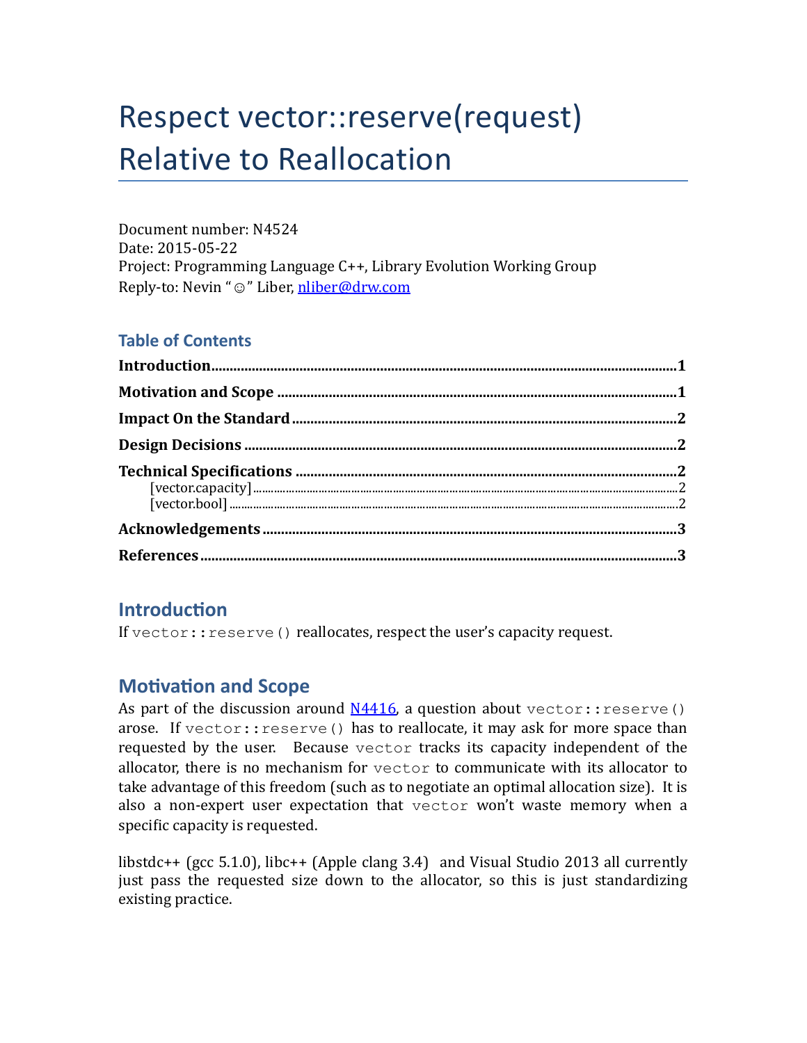# Respect vector::reserve(request) Relative to Reallocation

Document number: N4524
Date: 2015-05-22
Project: Programming Language C++, Library Evolution Working Group
Reply-to: Nevin "☺" Liber, nliber@drw.com

## Table of Contents

**Introduction**........1
**Motivation and Scope**........1
**Impact On the Standard**........2
**Design Decisions**........2
**Technical Specifications**........2
  [vector.capacity]........2
  [vector.bool]........2
**Acknowledgements**........3
**References**........3

## Introduction

If `vector::reserve()` reallocates, respect the user's capacity request.

## Motivation and Scope

As part of the discussion around N4416, a question about `vector::reserve()` arose. If `vector::reserve()` has to reallocate, it may ask for more space than requested by the user. Because `vector` tracks its capacity independent of the allocator, there is no mechanism for `vector` to communicate with its allocator to take advantage of this freedom (such as to negotiate an optimal allocation size). It is also a non-expert user expectation that `vector` won't waste memory when a specific capacity is requested.

libstdc++ (gcc 5.1.0), libc++ (Apple clang 3.4) and Visual Studio 2013 all currently just pass the requested size down to the allocator, so this is just standardizing existing practice.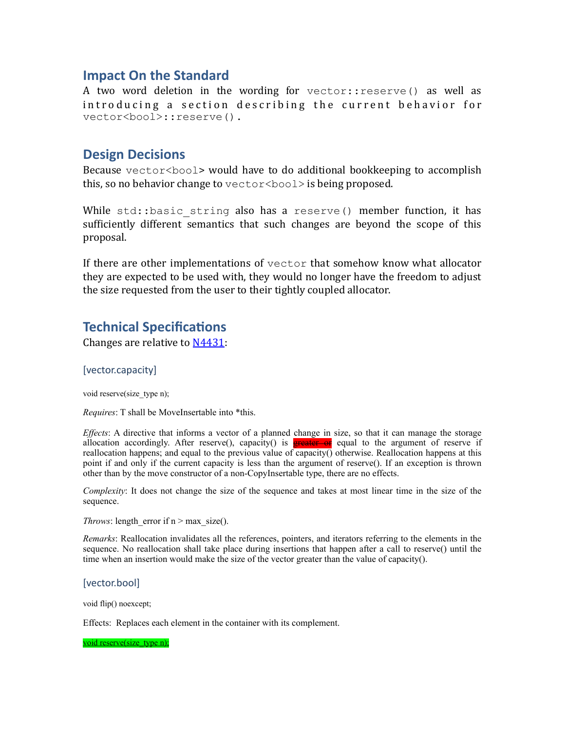## Impact On the Standard

A two word deletion in the wording for `vector::reserve()` as well as introducing a section describing the current behavior for `vector<bool>::reserve()`.

## Design Decisions

Because `vector<bool>` would have to do additional bookkeeping to accomplish this, so no behavior change to `vector<bool>` is being proposed.

While `std::basic_string` also has a `reserve()` member function, it has sufficiently different semantics that such changes are beyond the scope of this proposal.

If there are other implementations of `vector` that somehow know what allocator they are expected to be used with, they would no longer have the freedom to adjust the size requested from the user to their tightly coupled allocator.

## Technical Specifications

Changes are relative to [N4431](N4431):

### [vector.capacity]

void reserve(size_type n);

*Requires*: T shall be MoveInsertable into *this.

*Effects*: A directive that informs a vector of a planned change in size, so that it can manage the storage allocation accordingly. After reserve(), capacity() is ~~greater or~~ equal to the argument of reserve if reallocation happens; and equal to the previous value of capacity() otherwise. Reallocation happens at this point if and only if the current capacity is less than the argument of reserve(). If an exception is thrown other than by the move constructor of a non-CopyInsertable type, there are no effects.

*Complexity*: It does not change the size of the sequence and takes at most linear time in the size of the sequence.

*Throws*: length_error if n > max_size().

*Remarks*: Reallocation invalidates all the references, pointers, and iterators referring to the elements in the sequence. No reallocation shall take place during insertions that happen after a call to reserve() until the time when an insertion would make the size of the vector greater than the value of capacity().

### [vector.bool]

void flip() noexcept;

Effects: Replaces each element in the container with its complement.

void reserve(size_type n);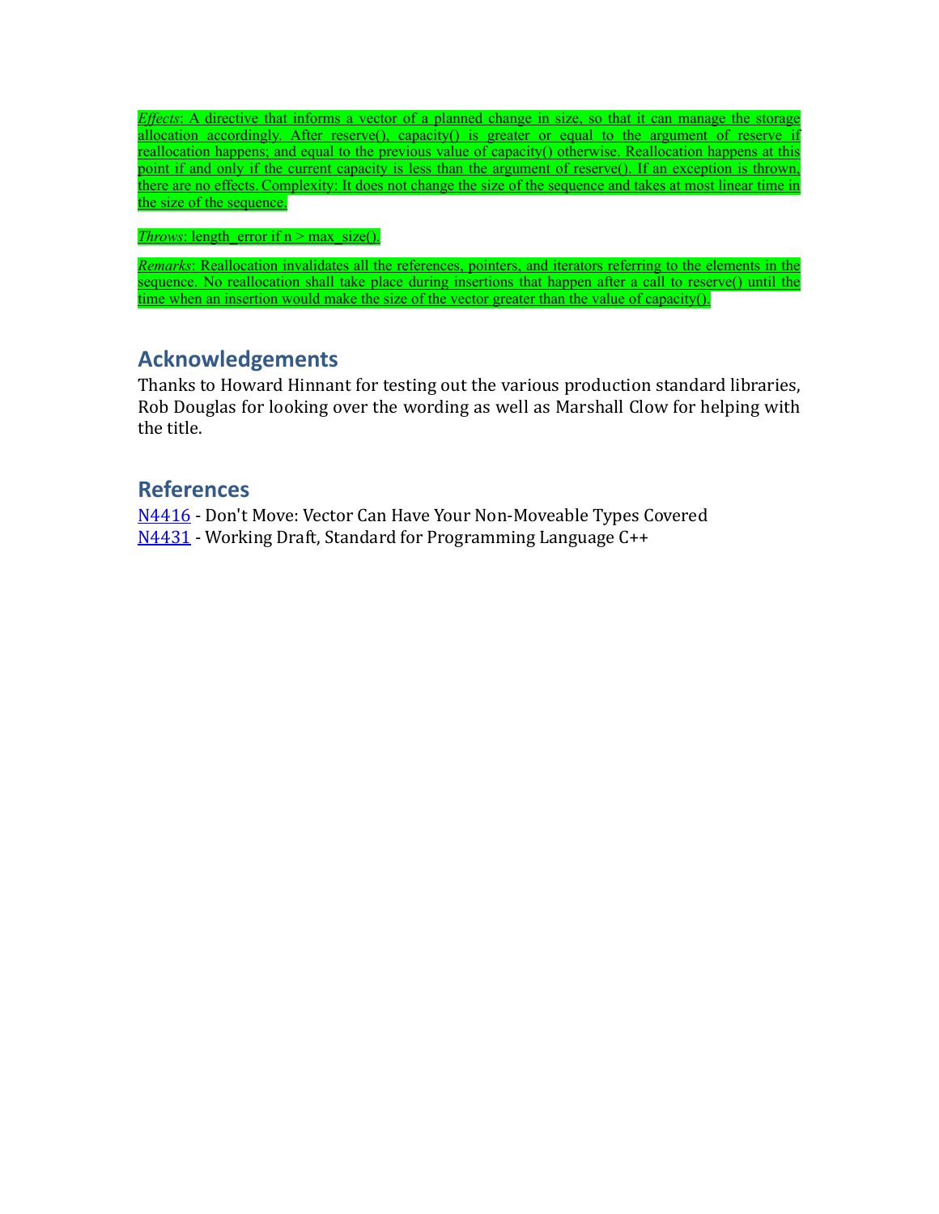*Effects*: A directive that informs a vector of a planned change in size, so that it can manage the storage allocation accordingly. After reserve(), capacity() is greater or equal to the argument of reserve if reallocation happens; and equal to the previous value of capacity() otherwise. Reallocation happens at this point if and only if the current capacity is less than the argument of reserve(). If an exception is thrown, there are no effects. Complexity: It does not change the size of the sequence and takes at most linear time in the size of the sequence.

*Throws*: length_error if n > max_size().

*Remarks*: Reallocation invalidates all the references, pointers, and iterators referring to the elements in the sequence. No reallocation shall take place during insertions that happen after a call to reserve() until the time when an insertion would make the size of the vector greater than the value of capacity().

## Acknowledgements

Thanks to Howard Hinnant for testing out the various production standard libraries, Rob Douglas for looking over the wording as well as Marshall Clow for helping with the title.

## References

N4416 - Don't Move: Vector Can Have Your Non-Moveable Types Covered
N4431 - Working Draft, Standard for Programming Language C++